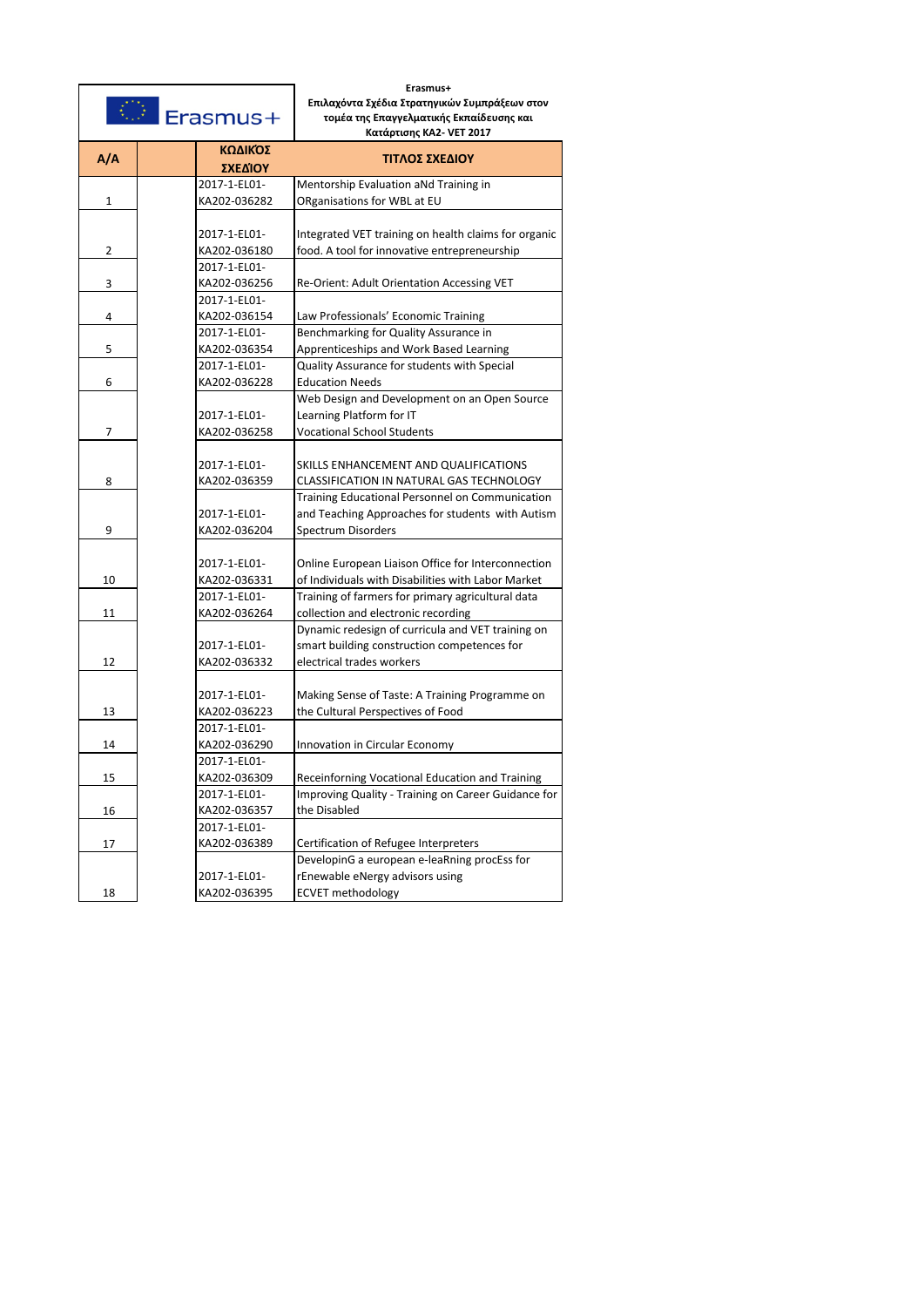Erasmus+

**Erasmus+**
**Επιλαχόντα Σχέδια Στρατηγικών Συμπράξεων στον τομέα της Επαγγελματικής Εκπαίδευσης και Κατάρτισης ΚΑ2- VET 2017**

| Α/Α | | ΚΩΔΙΚΌΣ ΣΧΕΔΊΟΥ | ΤΙΤΛΟΣ ΣΧΕΔΙΟΥ |
|---|---|---|---|
| 1 | | 2017-1-EL01-KA202-036282 | Mentorship Evaluation aNd Training in ORganisations for WBL at EU |
| 2 | | 2017-1-EL01-KA202-036180 | Integrated VET training on health claims for organic food. A tool for innovative entrepreneurship |
| 3 | | 2017-1-EL01-KA202-036256 | Re-Orient: Adult Orientation Accessing VET |
| 4 | | 2017-1-EL01-KA202-036154 | Law Professionals' Economic Training |
| 5 | | 2017-1-EL01-KA202-036354 | Benchmarking for Quality Assurance in Apprenticeships and Work Based Learning |
| 6 | | 2017-1-EL01-KA202-036228 | Quality Assurance for students with Special Education Needs |
| 7 | | 2017-1-EL01-KA202-036258 | Web Design and Development on an Open Source Learning Platform for IT Vocational School Students |
| 8 | | 2017-1-EL01-KA202-036359 | SKILLS ENHANCEMENT AND QUALIFICATIONS CLASSIFICATION IN NATURAL GAS TECHNOLOGY |
| 9 | | 2017-1-EL01-KA202-036204 | Training Educational Personnel on Communication and Teaching Approaches for students with Autism Spectrum Disorders |
| 10 | | 2017-1-EL01-KA202-036331 | Online European Liaison Office for Interconnection of Individuals with Disabilities with Labor Market |
| 11 | | 2017-1-EL01-KA202-036264 | Training of farmers for primary agricultural data collection and electronic recording |
| 12 | | 2017-1-EL01-KA202-036332 | Dynamic redesign of curricula and VET training on smart building construction competences for electrical trades workers |
| 13 | | 2017-1-EL01-KA202-036223 | Making Sense of Taste: A Training Programme on the Cultural Perspectives of Food |
| 14 | | 2017-1-EL01-KA202-036290 | Innovation in Circular Economy |
| 15 | | 2017-1-EL01-KA202-036309 | Receinforning Vocational Education and Training |
| 16 | | 2017-1-EL01-KA202-036357 | Improving Quality - Training on Career Guidance for the Disabled |
| 17 | | 2017-1-EL01-KA202-036389 | Certification of Refugee Interpreters |
| 18 | | 2017-1-EL01-KA202-036395 | DevelopinG a european e-leaRning procEss for rEnewable eNergy advisors using ECVET methodology |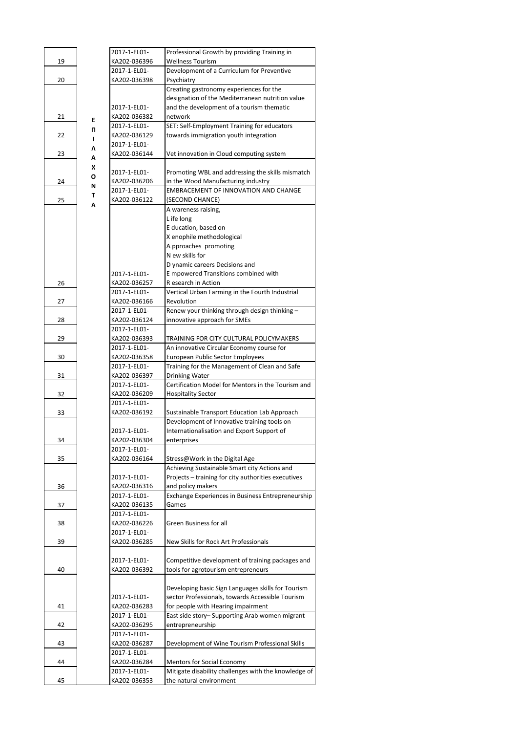| | | | |
|---|---|---|---|
| 19 | ΕΠΙΛΑΧΟΝΤΑ | 2017-1-EL01-KA202-036396 | Professional Growth by providing Training in Wellness Tourism |
| 20 | | 2017-1-EL01-KA202-036398 | Development of a Curriculum for Preventive Psychiatry |
| 21 | | 2017-1-EL01-KA202-036382 | Creating gastronomy experiences for the designation of the Mediterranean nutrition value and the development of a tourism thematic network |
| 22 | | 2017-1-EL01-KA202-036129 | SET: Self-Employment Training for educators towards immigration youth integration |
| 23 | | 2017-1-EL01-KA202-036144 | Vet innovation in Cloud computing system |
| 24 | | 2017-1-EL01-KA202-036206 | Promoting WBL and addressing the skills mismatch in the Wood Manufacturing industry |
| 25 | | 2017-1-EL01-KA202-036122 | EMBRACEMENT OF INNOVATION AND CHANGE (SECOND CHANCE) |
| 26 | | 2017-1-EL01-KA202-036257 | A wareness raising, L ife long E ducation, based on X enophile methodological A pproaches promoting N ew skills for D ynamic careers Decisions and E mpowered Transitions combined with R esearch in Action |
| 27 | | 2017-1-EL01-KA202-036166 | Vertical Urban Farming in the Fourth Industrial Revolution |
| 28 | | 2017-1-EL01-KA202-036124 | Renew your thinking through design thinking – innovative approach for SMEs |
| 29 | | 2017-1-EL01-KA202-036393 | TRAINING FOR CITY CULTURAL POLICYMAKERS |
| 30 | | 2017-1-EL01-KA202-036358 | An innovative Circular Economy course for European Public Sector Employees |
| 31 | | 2017-1-EL01-KA202-036397 | Training for the Management of Clean and Safe Drinking Water |
| 32 | | 2017-1-EL01-KA202-036209 | Certification Model for Mentors in the Tourism and Hospitality Sector |
| 33 | | 2017-1-EL01-KA202-036192 | Sustainable Transport Education Lab Approach |
| 34 | | 2017-1-EL01-KA202-036304 | Development of Innovative training tools on Internationalisation and Export Support of enterprises |
| 35 | | 2017-1-EL01-KA202-036164 | Stress@Work in the Digital Age |
| 36 | | 2017-1-EL01-KA202-036316 | Achieving Sustainable Smart city Actions and Projects – training for city authorities executives and policy makers |
| 37 | | 2017-1-EL01-KA202-036135 | Exchange Experiences in Business Entrepreneurship Games |
| 38 | | 2017-1-EL01-KA202-036226 | Green Business for all |
| 39 | | 2017-1-EL01-KA202-036285 | New Skills for Rock Art Professionals |
| 40 | | 2017-1-EL01-KA202-036392 | Competitive development of training packages and tools for agrotourism entrepreneurs |
| 41 | | 2017-1-EL01-KA202-036283 | Developing basic Sign Languages skills for Tourism sector Professionals, towards Accessible Tourism for people with Hearing impairment |
| 42 | | 2017-1-EL01-KA202-036295 | East side story– Supporting Arab women migrant entrepreneurship |
| 43 | | 2017-1-EL01-KA202-036287 | Development of Wine Tourism Professional Skills |
| 44 | | 2017-1-EL01-KA202-036284 | Mentors for Social Economy |
| 45 | | 2017-1-EL01-KA202-036353 | Mitigate disability challenges with the knowledge of the natural environment |